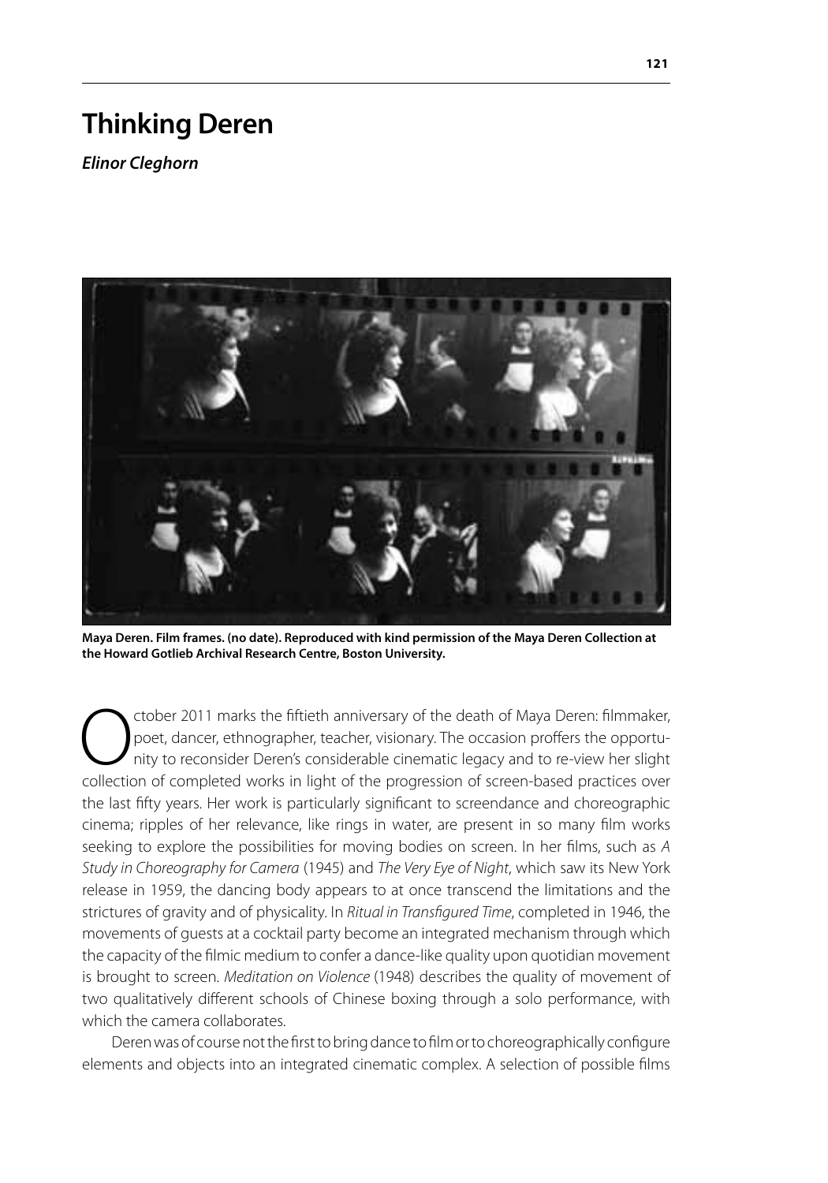# Thinking Deren

***Elinor Cleghorn***

**Maya Deren. Film frames. (no date). Reproduced with kind permission of the Maya Deren Collection at the Howard Gotlieb Archival Research Centre, Boston University.**

October 2011 marks the fiftieth anniversary of the death of Maya Deren: filmmaker, poet, dancer, ethnographer, teacher, visionary. The occasion proffers the opportunity to reconsider Deren's considerable cinematic legacy and to re-view her slight collection of completed works in light of the progression of screen-based practices over the last fifty years. Her work is particularly significant to screendance and choreographic cinema; ripples of her relevance, like rings in water, are present in so many film works seeking to explore the possibilities for moving bodies on screen. In her films, such as *A Study in Choreography for Camera* (1945) and *The Very Eye of Night*, which saw its New York release in 1959, the dancing body appears to at once transcend the limitations and the strictures of gravity and of physicality. In *Ritual in Transfigured Time*, completed in 1946, the movements of guests at a cocktail party become an integrated mechanism through which the capacity of the filmic medium to confer a dance-like quality upon quotidian movement is brought to screen. *Meditation on Violence* (1948) describes the quality of movement of two qualitatively different schools of Chinese boxing through a solo performance, with which the camera collaborates.

Deren was of course not the first to bring dance to film or to choreographically configure elements and objects into an integrated cinematic complex. A selection of possible films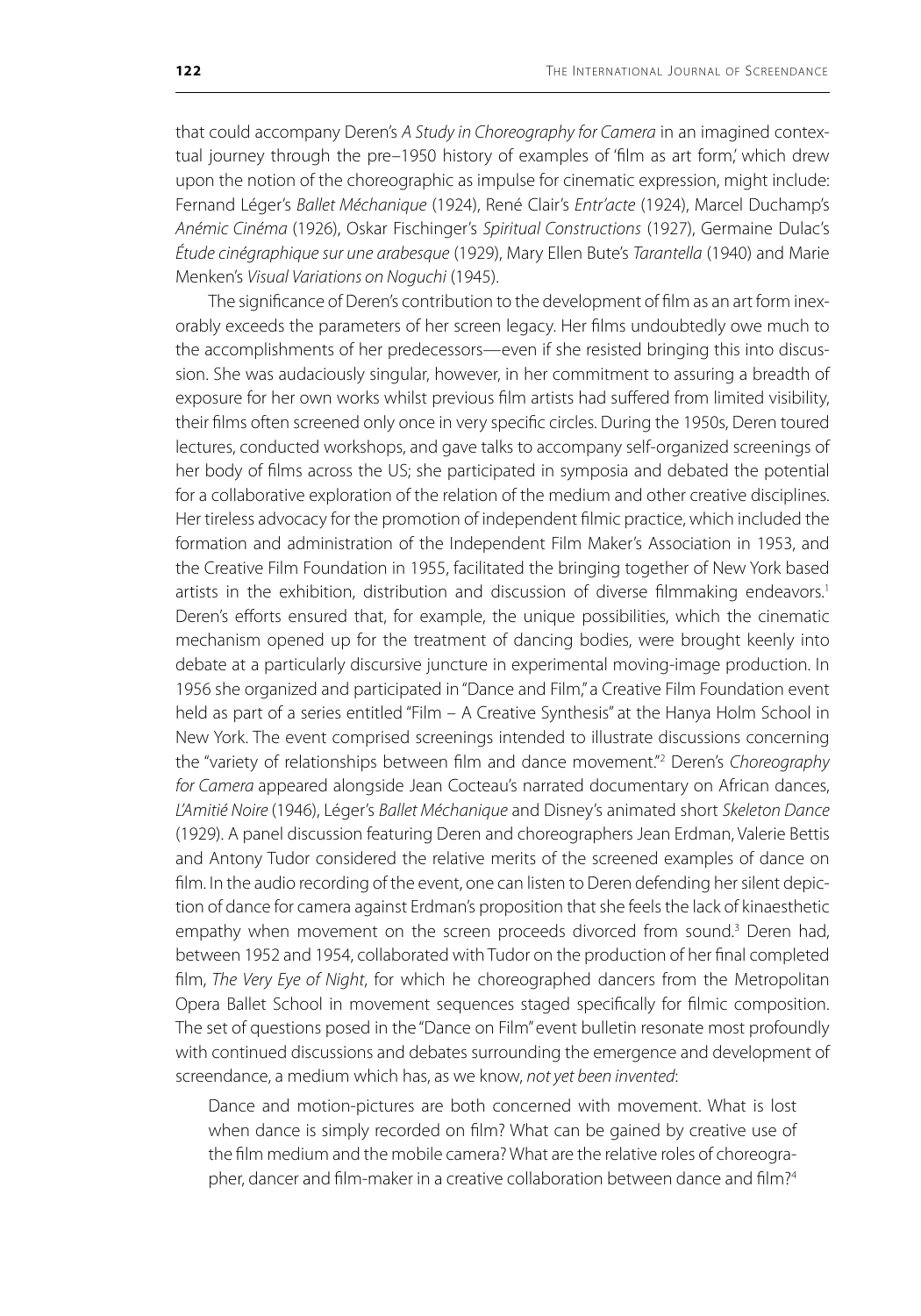that could accompany Deren's *A Study in Choreography for Camera* in an imagined contextual journey through the pre–1950 history of examples of 'film as art form,' which drew upon the notion of the choreographic as impulse for cinematic expression, might include: Fernand Léger's *Ballet Méchanique* (1924), René Clair's *Entr'acte* (1924), Marcel Duchamp's *Anémic Cinéma* (1926), Oskar Fischinger's *Spiritual Constructions* (1927), Germaine Dulac's *Étude cinégraphique sur une arabesque* (1929), Mary Ellen Bute's *Tarantella* (1940) and Marie Menken's *Visual Variations on Noguchi* (1945).

The significance of Deren's contribution to the development of film as an art form inexorably exceeds the parameters of her screen legacy. Her films undoubtedly owe much to the accomplishments of her predecessors—even if she resisted bringing this into discussion. She was audaciously singular, however, in her commitment to assuring a breadth of exposure for her own works whilst previous film artists had suffered from limited visibility, their films often screened only once in very specific circles. During the 1950s, Deren toured lectures, conducted workshops, and gave talks to accompany self-organized screenings of her body of films across the US; she participated in symposia and debated the potential for a collaborative exploration of the relation of the medium and other creative disciplines. Her tireless advocacy for the promotion of independent filmic practice, which included the formation and administration of the Independent Film Maker's Association in 1953, and the Creative Film Foundation in 1955, facilitated the bringing together of New York based artists in the exhibition, distribution and discussion of diverse filmmaking endeavors.[1] Deren's efforts ensured that, for example, the unique possibilities, which the cinematic mechanism opened up for the treatment of dancing bodies, were brought keenly into debate at a particularly discursive juncture in experimental moving-image production. In 1956 she organized and participated in "Dance and Film," a Creative Film Foundation event held as part of a series entitled "Film – A Creative Synthesis" at the Hanya Holm School in New York. The event comprised screenings intended to illustrate discussions concerning the "variety of relationships between film and dance movement."[2] Deren's *Choreography for Camera* appeared alongside Jean Cocteau's narrated documentary on African dances, *L'Amitié Noire* (1946), Léger's *Ballet Méchanique* and Disney's animated short *Skeleton Dance* (1929). A panel discussion featuring Deren and choreographers Jean Erdman, Valerie Bettis and Antony Tudor considered the relative merits of the screened examples of dance on film. In the audio recording of the event, one can listen to Deren defending her silent depiction of dance for camera against Erdman's proposition that she feels the lack of kinaesthetic empathy when movement on the screen proceeds divorced from sound.[3] Deren had, between 1952 and 1954, collaborated with Tudor on the production of her final completed film, *The Very Eye of Night*, for which he choreographed dancers from the Metropolitan Opera Ballet School in movement sequences staged specifically for filmic composition. The set of questions posed in the "Dance on Film" event bulletin resonate most profoundly with continued discussions and debates surrounding the emergence and development of screendance, a medium which has, as we know, *not yet been invented*:

> Dance and motion-pictures are both concerned with movement. What is lost when dance is simply recorded on film? What can be gained by creative use of the film medium and the mobile camera? What are the relative roles of choreographer, dancer and film-maker in a creative collaboration between dance and film?[4]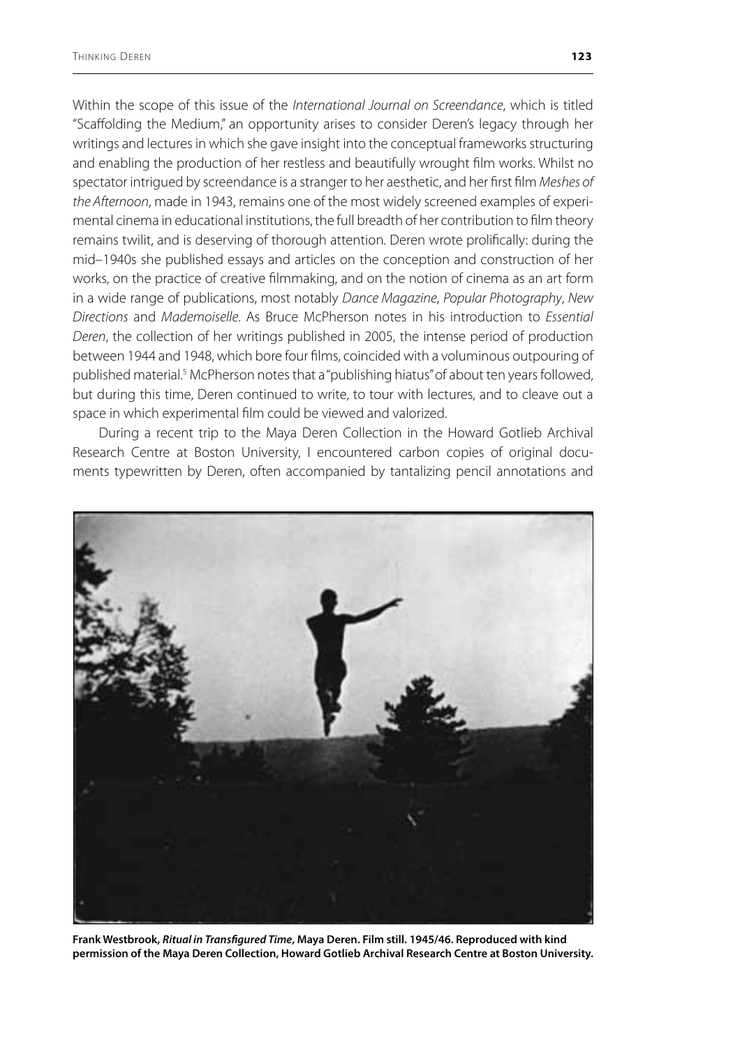Within the scope of this issue of the *International Journal on Screendance*, which is titled "Scaffolding the Medium," an opportunity arises to consider Deren's legacy through her writings and lectures in which she gave insight into the conceptual frameworks structuring and enabling the production of her restless and beautifully wrought film works. Whilst no spectator intrigued by screendance is a stranger to her aesthetic, and her first film *Meshes of the Afternoon*, made in 1943, remains one of the most widely screened examples of experimental cinema in educational institutions, the full breadth of her contribution to film theory remains twilit, and is deserving of thorough attention. Deren wrote prolifically: during the mid–1940s she published essays and articles on the conception and construction of her works, on the practice of creative filmmaking, and on the notion of cinema as an art form in a wide range of publications, most notably *Dance Magazine*, *Popular Photography*, *New Directions* and *Mademoiselle*. As Bruce McPherson notes in his introduction to *Essential Deren*, the collection of her writings published in 2005, the intense period of production between 1944 and 1948, which bore four films, coincided with a voluminous outpouring of published material.[5] McPherson notes that a "publishing hiatus" of about ten years followed, but during this time, Deren continued to write, to tour with lectures, and to cleave out a space in which experimental film could be viewed and valorized.

During a recent trip to the Maya Deren Collection in the Howard Gotlieb Archival Research Centre at Boston University, I encountered carbon copies of original documents typewritten by Deren, often accompanied by tantalizing pencil annotations and

**Frank Westbrook, *Ritual in Transfigured Time*, Maya Deren. Film still. 1945/46. Reproduced with kind permission of the Maya Deren Collection, Howard Gotlieb Archival Research Centre at Boston University.**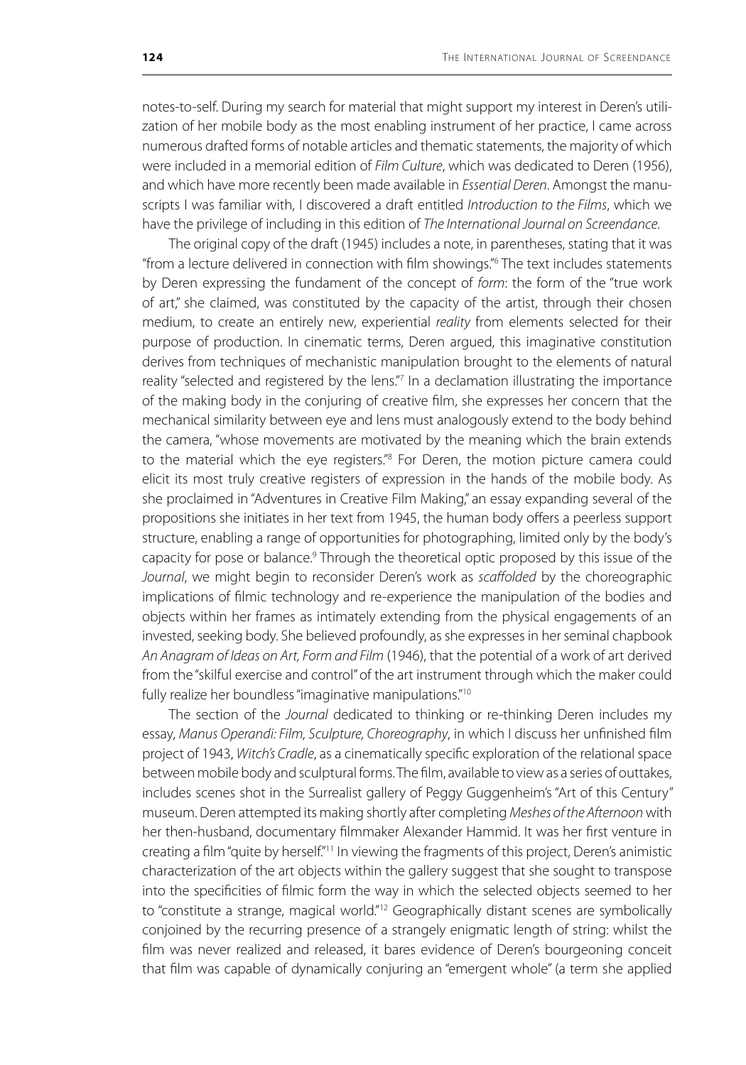notes-to-self. During my search for material that might support my interest in Deren's utilization of her mobile body as the most enabling instrument of her practice, I came across numerous drafted forms of notable articles and thematic statements, the majority of which were included in a memorial edition of *Film Culture*, which was dedicated to Deren (1956), and which have more recently been made available in *Essential Deren*. Amongst the manuscripts I was familiar with, I discovered a draft entitled *Introduction to the Films*, which we have the privilege of including in this edition of *The International Journal on Screendance*.

The original copy of the draft (1945) includes a note, in parentheses, stating that it was "from a lecture delivered in connection with film showings."[6] The text includes statements by Deren expressing the fundament of the concept of *form*: the form of the "true work of art," she claimed, was constituted by the capacity of the artist, through their chosen medium, to create an entirely new, experiential *reality* from elements selected for their purpose of production. In cinematic terms, Deren argued, this imaginative constitution derives from techniques of mechanistic manipulation brought to the elements of natural reality "selected and registered by the lens."[7] In a declamation illustrating the importance of the making body in the conjuring of creative film, she expresses her concern that the mechanical similarity between eye and lens must analogously extend to the body behind the camera, "whose movements are motivated by the meaning which the brain extends to the material which the eye registers."[8] For Deren, the motion picture camera could elicit its most truly creative registers of expression in the hands of the mobile body. As she proclaimed in "Adventures in Creative Film Making," an essay expanding several of the propositions she initiates in her text from 1945, the human body offers a peerless support structure, enabling a range of opportunities for photographing, limited only by the body's capacity for pose or balance.[9] Through the theoretical optic proposed by this issue of the *Journal*, we might begin to reconsider Deren's work as *scaffolded* by the choreographic implications of filmic technology and re-experience the manipulation of the bodies and objects within her frames as intimately extending from the physical engagements of an invested, seeking body. She believed profoundly, as she expresses in her seminal chapbook *An Anagram of Ideas on Art, Form and Film* (1946), that the potential of a work of art derived from the "skilful exercise and control" of the art instrument through which the maker could fully realize her boundless "imaginative manipulations."[10]

The section of the *Journal* dedicated to thinking or re-thinking Deren includes my essay, *Manus Operandi: Film, Sculpture, Choreography*, in which I discuss her unfinished film project of 1943, *Witch's Cradle*, as a cinematically specific exploration of the relational space between mobile body and sculptural forms. The film, available to view as a series of outtakes, includes scenes shot in the Surrealist gallery of Peggy Guggenheim's "Art of this Century" museum. Deren attempted its making shortly after completing *Meshes of the Afternoon* with her then-husband, documentary filmmaker Alexander Hammid. It was her first venture in creating a film "quite by herself."[11] In viewing the fragments of this project, Deren's animistic characterization of the art objects within the gallery suggest that she sought to transpose into the specificities of filmic form the way in which the selected objects seemed to her to "constitute a strange, magical world."[12] Geographically distant scenes are symbolically conjoined by the recurring presence of a strangely enigmatic length of string: whilst the film was never realized and released, it bares evidence of Deren's bourgeoning conceit that film was capable of dynamically conjuring an "emergent whole" (a term she applied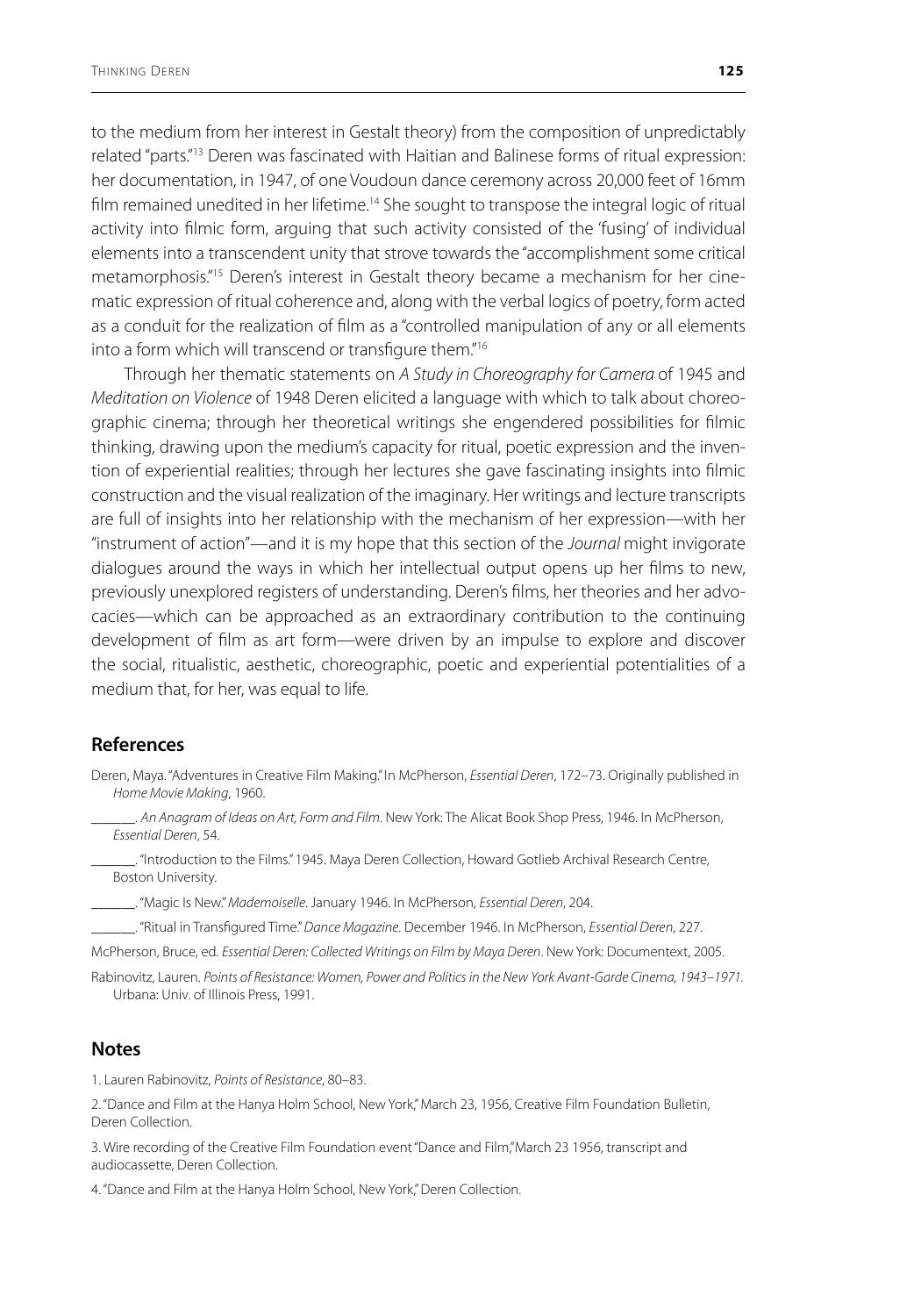to the medium from her interest in Gestalt theory) from the composition of unpredictably related "parts."[13] Deren was fascinated with Haitian and Balinese forms of ritual expression: her documentation, in 1947, of one Voudoun dance ceremony across 20,000 feet of 16mm film remained unedited in her lifetime.[14] She sought to transpose the integral logic of ritual activity into filmic form, arguing that such activity consisted of the 'fusing' of individual elements into a transcendent unity that strove towards the "accomplishment some critical metamorphosis."[15] Deren's interest in Gestalt theory became a mechanism for her cinematic expression of ritual coherence and, along with the verbal logics of poetry, form acted as a conduit for the realization of film as a "controlled manipulation of any or all elements into a form which will transcend or transfigure them."[16]

Through her thematic statements on *A Study in Choreography for Camera* of 1945 and *Meditation on Violence* of 1948 Deren elicited a language with which to talk about choreographic cinema; through her theoretical writings she engendered possibilities for filmic thinking, drawing upon the medium's capacity for ritual, poetic expression and the invention of experiential realities; through her lectures she gave fascinating insights into filmic construction and the visual realization of the imaginary. Her writings and lecture transcripts are full of insights into her relationship with the mechanism of her expression—with her "instrument of action"—and it is my hope that this section of the *Journal* might invigorate dialogues around the ways in which her intellectual output opens up her films to new, previously unexplored registers of understanding. Deren's films, her theories and her advocacies—which can be approached as an extraordinary contribution to the continuing development of film as art form—were driven by an impulse to explore and discover the social, ritualistic, aesthetic, choreographic, poetic and experiential potentialities of a medium that, for her, was equal to life.

## References

Deren, Maya. "Adventures in Creative Film Making." In McPherson, *Essential Deren*, 172–73. Originally published in *Home Movie Making*, 1960.

_______. *An Anagram of Ideas on Art, Form and Film*. New York: The Alicat Book Shop Press, 1946. In McPherson, *Essential Deren*, 54.

_______. "Introduction to the Films." 1945. Maya Deren Collection, Howard Gotlieb Archival Research Centre, Boston University.

_______. "Magic Is New." *Mademoiselle*. January 1946. In McPherson, *Essential Deren*, 204.

_______. "Ritual in Transfigured Time." *Dance Magazine*. December 1946. In McPherson, *Essential Deren*, 227.

McPherson, Bruce, ed. *Essential Deren: Collected Writings on Film by Maya Deren*. New York: Documentext, 2005.

Rabinovitz, Lauren. *Points of Resistance: Women, Power and Politics in the New York Avant-Garde Cinema, 1943–1971.* Urbana: Univ. of Illinois Press, 1991.

## Notes

1. Lauren Rabinovitz, *Points of Resistance*, 80–83.

2. "Dance and Film at the Hanya Holm School, New York," March 23, 1956, Creative Film Foundation Bulletin, Deren Collection.

3. Wire recording of the Creative Film Foundation event "Dance and Film," March 23 1956, transcript and audiocassette, Deren Collection.

4. "Dance and Film at the Hanya Holm School, New York," Deren Collection.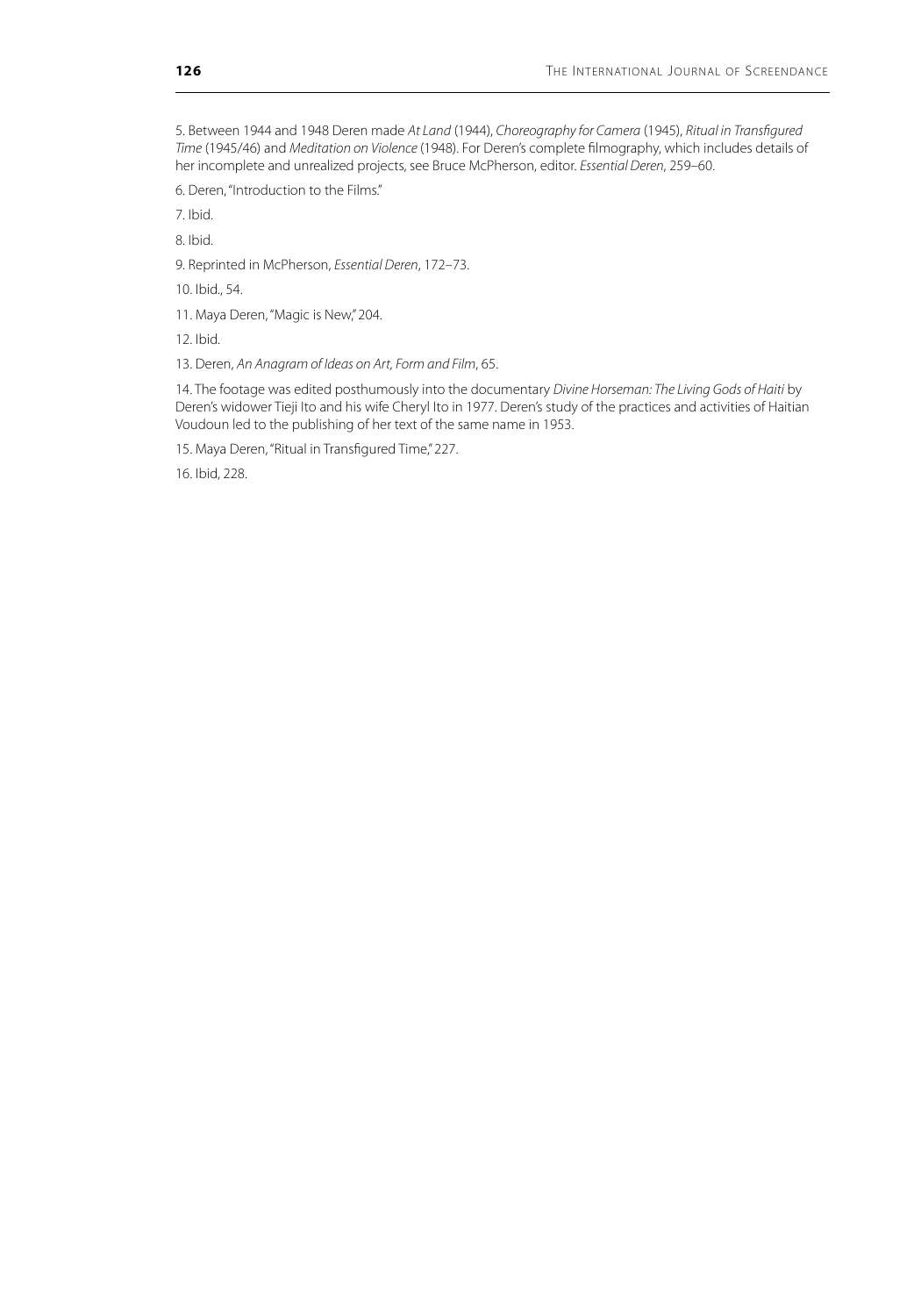5. Between 1944 and 1948 Deren made *At Land* (1944), *Choreography for Camera* (1945), *Ritual in Transfigured Time* (1945/46) and *Meditation on Violence* (1948). For Deren's complete filmography, which includes details of her incomplete and unrealized projects, see Bruce McPherson, editor. *Essential Deren*, 259–60.

6. Deren, "Introduction to the Films."

7. Ibid.

8. Ibid.

9. Reprinted in McPherson, *Essential Deren*, 172–73.

10. Ibid., 54.

11. Maya Deren, "Magic is New," 204.

12. Ibid.

13. Deren, *An Anagram of Ideas on Art, Form and Film*, 65.

14. The footage was edited posthumously into the documentary *Divine Horseman: The Living Gods of Haiti* by Deren's widower Tieji Ito and his wife Cheryl Ito in 1977. Deren's study of the practices and activities of Haitian Voudoun led to the publishing of her text of the same name in 1953.

15. Maya Deren, "Ritual in Transfigured Time," 227.

16. Ibid, 228.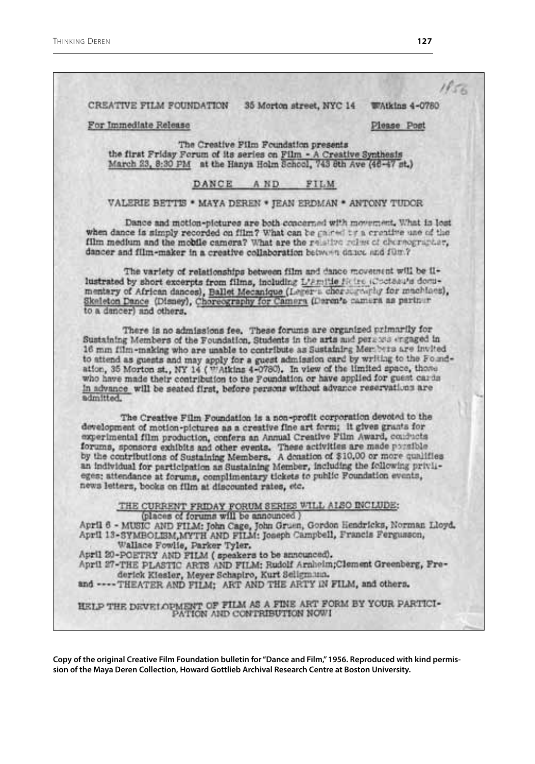1956

CREATIVE FILM FOUNDATION 35 Morton street, NYC 14 WAtkins 4-0780

For Immediate Release Please Post

The Creative Film Foundation presents
the first Friday Forum of its series on Film - A Creative Synthesis
March 23, 8:30 PM at the Hanya Holm School, 743 8th Ave (46-47 st.)

DANCE AND FILM

VALERIE BETTIS * MAYA DEREN * JEAN ERDMAN * ANTONY TUDOR

Dance and motion-pictures are both concerned with movement. What is lost when dance is simply recorded on film? What can be gained by a creative use of the film medium and the mobile camera? What are the relative roles of choreographer, dancer and film-maker in a creative collaboration between dance and film?

The variety of relationships between film and dance movement will be illustrated by short excerpts from films, including L'Afrique Noire (Cocteau's documentary of African dances), Ballet Mecanique (Leger's choreography for machines), Skeleton Dance (Disney), Choreography for Camera (Deren's camera as partner to a dancer) and others.

There is no admissions fee. These forums are organized primarily for Sustaining Members of the Foundation. Students in the arts and persons engaged in 16 mm film-making who are unable to contribute as Sustaining Members are invited to attend as guests and may apply for a guest admission card by writing to the Foundation, 35 Morton st., NY 14 (WAtkins 4-0780). In view of the limited space, those who have made their contribution to the Foundation or have applied for guest cards in advance will be seated first, before persons without advance reservations are admitted.

The Creative Film Foundation is a non-profit corporation devoted to the development of motion-pictures as a creative fine art form; it gives grants for experimental film production, confers an Annual Creative Film Award, conducts forums, sponsors exhibits and other events. These activities are made possible by the contributions of Sustaining Members. A donation of $10.00 or more qualifies an individual for participation as Sustaining Member, including the following privileges: attendance at forums, complimentary tickets to public Foundation events, news letters, books on film at discounted rates, etc.

THE CURRENT FRIDAY FORUM SERIES WILL ALSO INCLUDE:
(places of forums will be announced)

April 6 - MUSIC AND FILM: John Cage, John Gruen, Gordon Hendricks, Norman Lloyd.
April 13-SYMBOLISM,MYTH AND FILM: Joseph Campbell, Francis Fergusson, Wallace Fowlie, Parker Tyler.
April 20-POETRY AND FILM ( speakers to be announced).
April 27-THE PLASTIC ARTS AND FILM: Rudolf Arnheim;Clement Greenberg, Frederick Kiesler, Meyer Schapiro, Kurt Seligmann.
and ---- THEATER AND FILM; ART AND THE ARTY IN FILM, and others.

HELP THE DEVELOPMENT OF FILM AS A FINE ART FORM BY YOUR PARTICIPATION AND CONTRIBUTION NOW!

**Copy of the original Creative Film Foundation bulletin for "Dance and Film," 1956. Reproduced with kind permission of the Maya Deren Collection, Howard Gottlieb Archival Research Centre at Boston University.**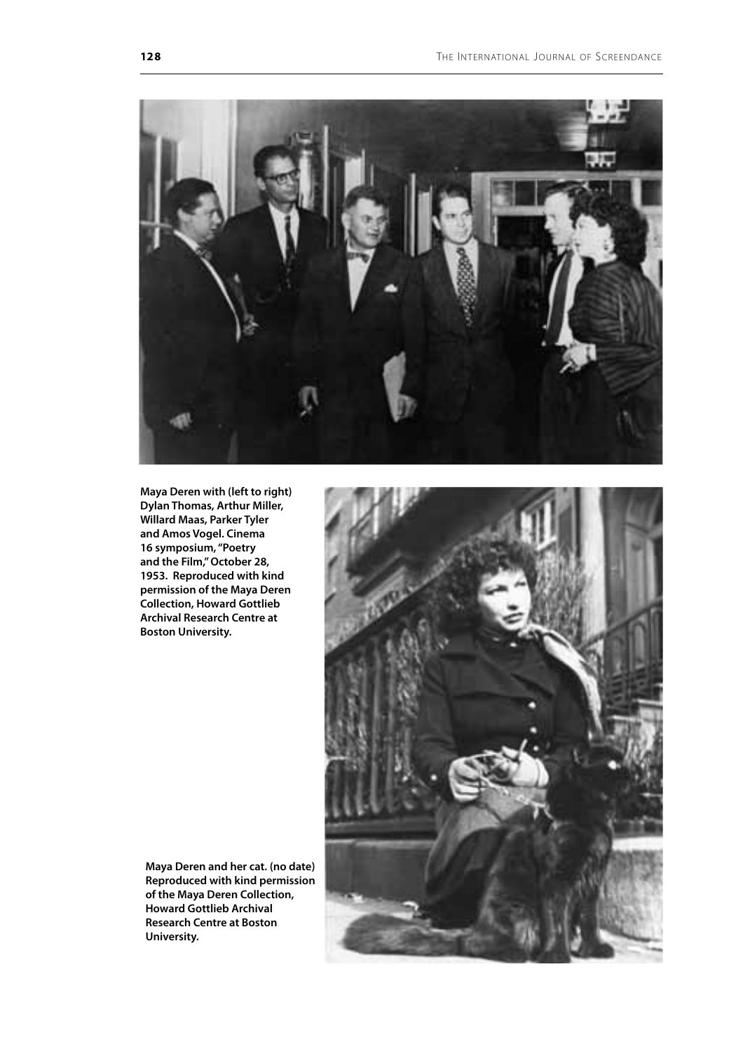**Maya Deren with (left to right) Dylan Thomas, Arthur Miller, Willard Maas, Parker Tyler and Amos Vogel. Cinema 16 symposium, "Poetry and the Film," October 28, 1953. Reproduced with kind permission of the Maya Deren Collection, Howard Gottlieb Archival Research Centre at Boston University.**

**Maya Deren and her cat. (no date) Reproduced with kind permission of the Maya Deren Collection, Howard Gottlieb Archival Research Centre at Boston University.**